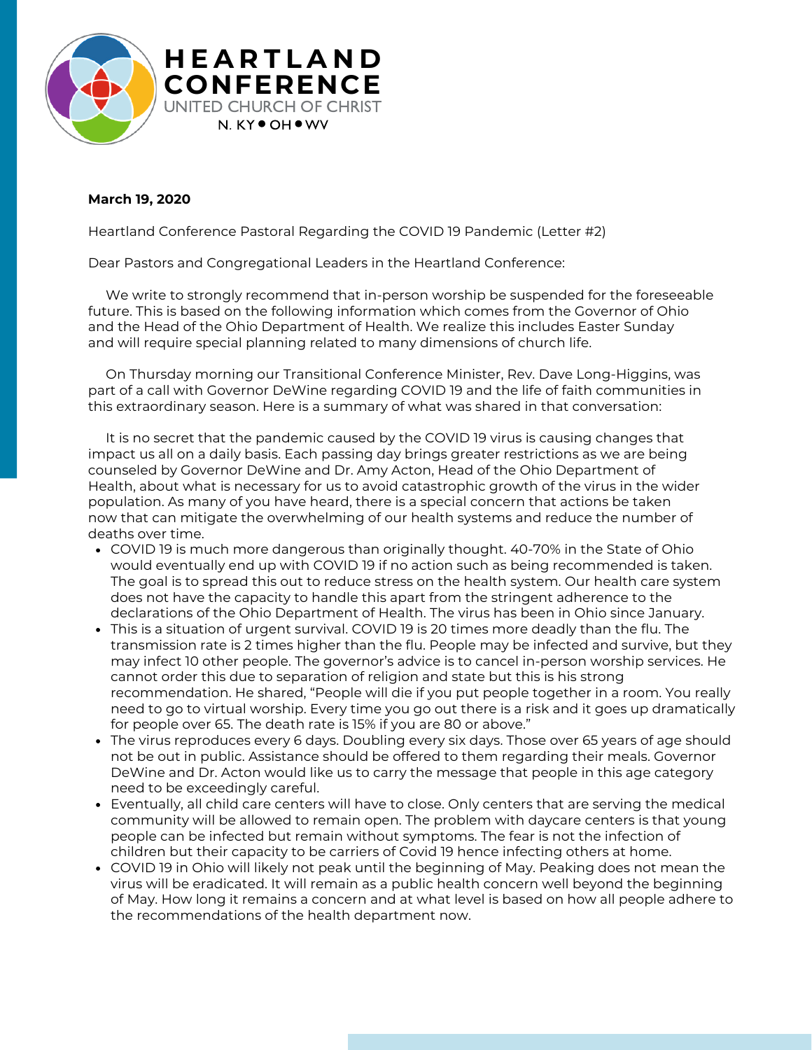**HEARTLAND CONFERENCE**
UNITED CHURCH OF CHRIST
N. KY • OH • WV

**March 19, 2020**

Heartland Conference Pastoral Regarding the COVID 19 Pandemic (Letter #2)

Dear Pastors and Congregational Leaders in the Heartland Conference:

We write to strongly recommend that in-person worship be suspended for the foreseeable future. This is based on the following information which comes from the Governor of Ohio and the Head of the Ohio Department of Health. We realize this includes Easter Sunday and will require special planning related to many dimensions of church life.

On Thursday morning our Transitional Conference Minister, Rev. Dave Long-Higgins, was part of a call with Governor DeWine regarding COVID 19 and the life of faith communities in this extraordinary season. Here is a summary of what was shared in that conversation:

It is no secret that the pandemic caused by the COVID 19 virus is causing changes that impact us all on a daily basis. Each passing day brings greater restrictions as we are being counseled by Governor DeWine and Dr. Amy Acton, Head of the Ohio Department of Health, about what is necessary for us to avoid catastrophic growth of the virus in the wider population. As many of you have heard, there is a special concern that actions be taken now that can mitigate the overwhelming of our health systems and reduce the number of deaths over time.

- COVID 19 is much more dangerous than originally thought. 40-70% in the State of Ohio would eventually end up with COVID 19 if no action such as being recommended is taken. The goal is to spread this out to reduce stress on the health system. Our health care system does not have the capacity to handle this apart from the stringent adherence to the declarations of the Ohio Department of Health. The virus has been in Ohio since January.
- This is a situation of urgent survival. COVID 19 is 20 times more deadly than the flu. The transmission rate is 2 times higher than the flu. People may be infected and survive, but they may infect 10 other people. The governor's advice is to cancel in-person worship services. He cannot order this due to separation of religion and state but this is his strong recommendation. He shared, "People will die if you put people together in a room. You really need to go to virtual worship. Every time you go out there is a risk and it goes up dramatically for people over 65. The death rate is 15% if you are 80 or above."
- The virus reproduces every 6 days. Doubling every six days. Those over 65 years of age should not be out in public. Assistance should be offered to them regarding their meals. Governor DeWine and Dr. Acton would like us to carry the message that people in this age category need to be exceedingly careful.
- Eventually, all child care centers will have to close. Only centers that are serving the medical community will be allowed to remain open. The problem with daycare centers is that young people can be infected but remain without symptoms. The fear is not the infection of children but their capacity to be carriers of Covid 19 hence infecting others at home.
- COVID 19 in Ohio will likely not peak until the beginning of May. Peaking does not mean the virus will be eradicated. It will remain as a public health concern well beyond the beginning of May. How long it remains a concern and at what level is based on how all people adhere to the recommendations of the health department now.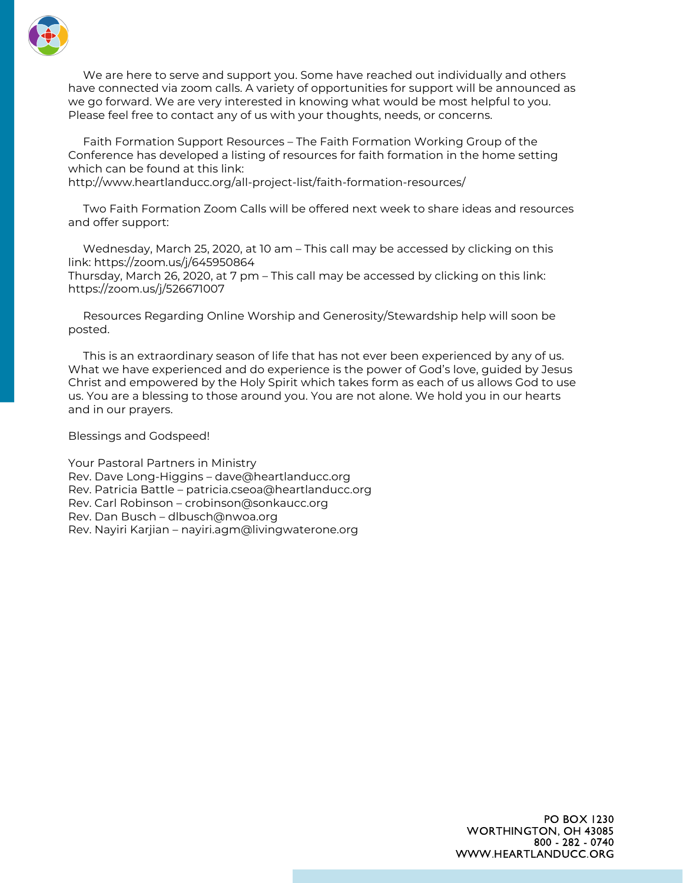We are here to serve and support you. Some have reached out individually and others have connected via zoom calls. A variety of opportunities for support will be announced as we go forward. We are very interested in knowing what would be most helpful to you. Please feel free to contact any of us with your thoughts, needs, or concerns.

Faith Formation Support Resources – The Faith Formation Working Group of the Conference has developed a listing of resources for faith formation in the home setting which can be found at this link:
http://www.heartlanducc.org/all-project-list/faith-formation-resources/

Two Faith Formation Zoom Calls will be offered next week to share ideas and resources and offer support:

Wednesday, March 25, 2020, at 10 am – This call may be accessed by clicking on this link: https://zoom.us/j/645950864
Thursday, March 26, 2020, at 7 pm – This call may be accessed by clicking on this link: https://zoom.us/j/526671007

Resources Regarding Online Worship and Generosity/Stewardship help will soon be posted.

This is an extraordinary season of life that has not ever been experienced by any of us. What we have experienced and do experience is the power of God's love, guided by Jesus Christ and empowered by the Holy Spirit which takes form as each of us allows God to use us. You are a blessing to those around you. You are not alone. We hold you in our hearts and in our prayers.

Blessings and Godspeed!

Your Pastoral Partners in Ministry
Rev. Dave Long-Higgins – dave@heartlanducc.org
Rev. Patricia Battle – patricia.cseoa@heartlanducc.org
Rev. Carl Robinson – crobinson@sonkaucc.org
Rev. Dan Busch – dlbusch@nwoa.org
Rev. Nayiri Karjian – nayiri.agm@livingwaterone.org

PO BOX 1230
WORTHINGTON, OH 43085
800 - 282 - 0740
WWW.HEARTLANDUCC.ORG